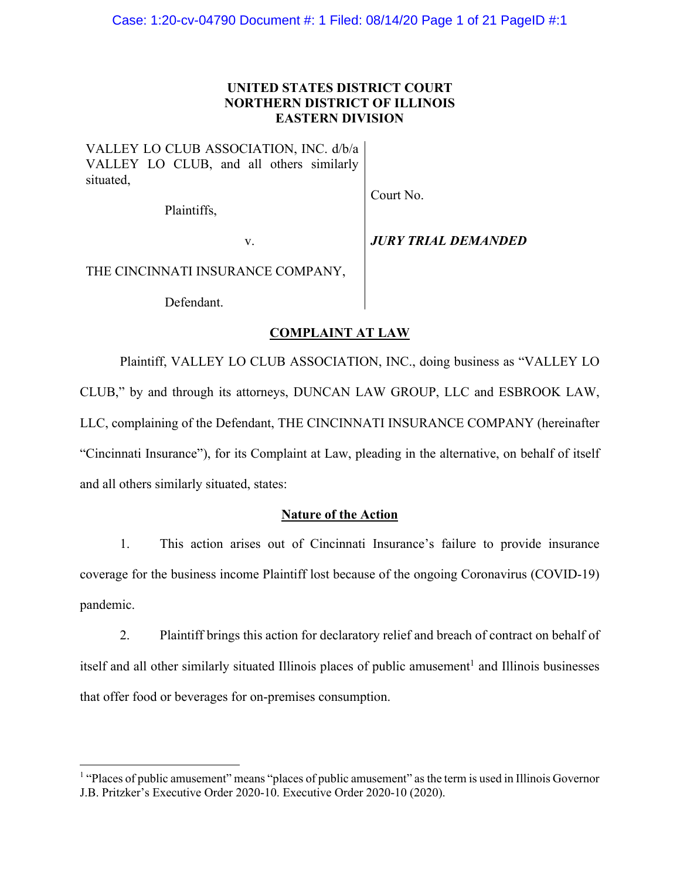**UNITED STATES DISTRICT COURT**
**NORTHERN DISTRICT OF ILLINOIS**
**EASTERN DIVISION**

| | |
|---|---|
| VALLEY LO CLUB ASSOCIATION, INC. d/b/a VALLEY LO CLUB, and all others similarly situated, | |
| Plaintiffs, | Court No. |
| v. | ***JURY TRIAL DEMANDED*** |
| THE CINCINNATI INSURANCE COMPANY, | |
| Defendant. | |

## <u>COMPLAINT AT LAW</u>

Plaintiff, VALLEY LO CLUB ASSOCIATION, INC., doing business as "VALLEY LO CLUB," by and through its attorneys, DUNCAN LAW GROUP, LLC and ESBROOK LAW, LLC, complaining of the Defendant, THE CINCINNATI INSURANCE COMPANY (hereinafter "Cincinnati Insurance"), for its Complaint at Law, pleading in the alternative, on behalf of itself and all others similarly situated, states:

### <u>Nature of the Action</u>

1. This action arises out of Cincinnati Insurance's failure to provide insurance coverage for the business income Plaintiff lost because of the ongoing Coronavirus (COVID-19) pandemic.

2. Plaintiff brings this action for declaratory relief and breach of contract on behalf of itself and all other similarly situated Illinois places of public amusement[1] and Illinois businesses that offer food or beverages for on-premises consumption.

---

[1] "Places of public amusement" means "places of public amusement" as the term is used in Illinois Governor J.B. Pritzker's Executive Order 2020-10. Executive Order 2020-10 (2020).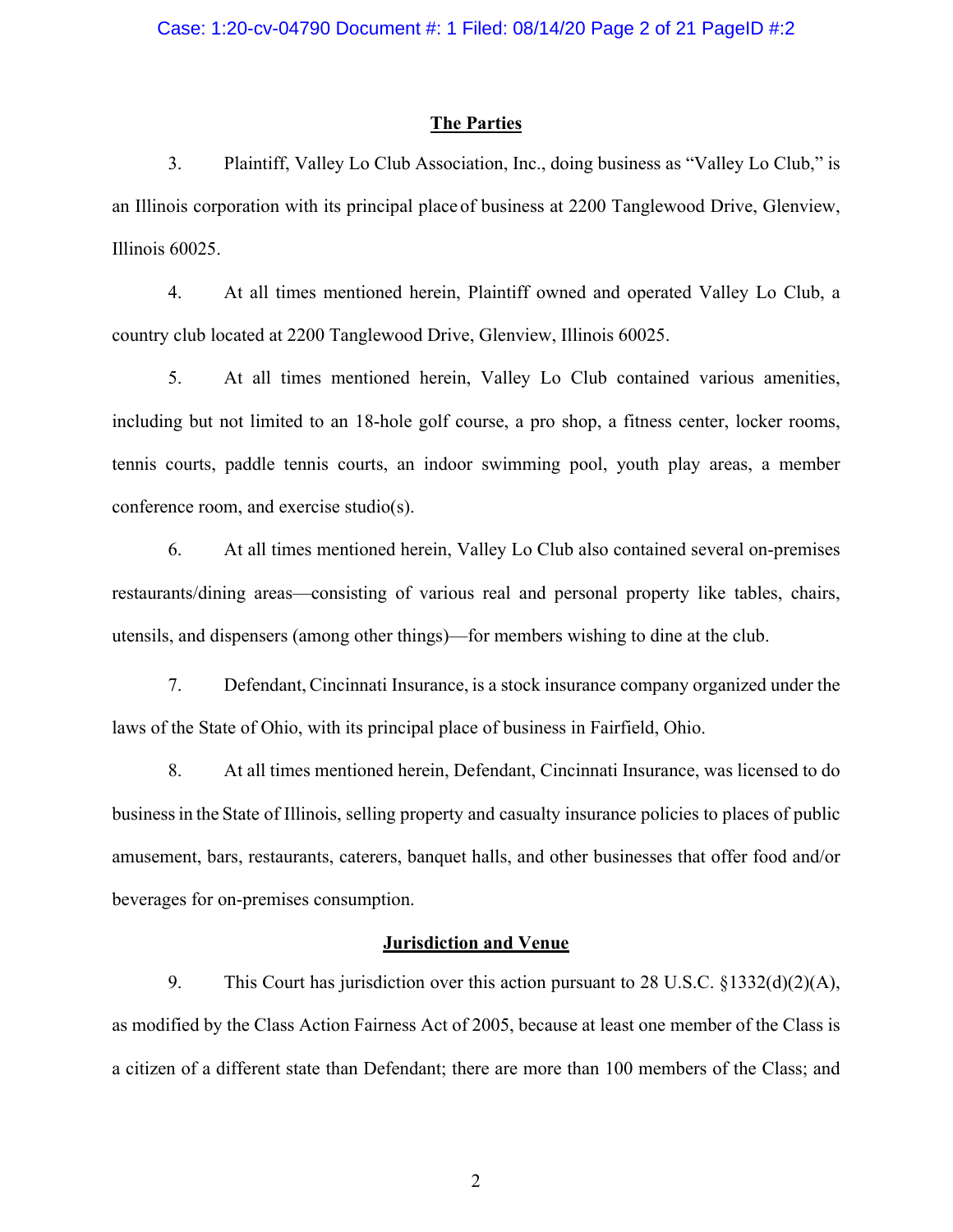## The Parties

3. Plaintiff, Valley Lo Club Association, Inc., doing business as "Valley Lo Club," is an Illinois corporation with its principal place of business at 2200 Tanglewood Drive, Glenview, Illinois 60025.

4. At all times mentioned herein, Plaintiff owned and operated Valley Lo Club, a country club located at 2200 Tanglewood Drive, Glenview, Illinois 60025.

5. At all times mentioned herein, Valley Lo Club contained various amenities, including but not limited to an 18-hole golf course, a pro shop, a fitness center, locker rooms, tennis courts, paddle tennis courts, an indoor swimming pool, youth play areas, a member conference room, and exercise studio(s).

6. At all times mentioned herein, Valley Lo Club also contained several on-premises restaurants/dining areas—consisting of various real and personal property like tables, chairs, utensils, and dispensers (among other things)—for members wishing to dine at the club.

7. Defendant, Cincinnati Insurance, is a stock insurance company organized under the laws of the State of Ohio, with its principal place of business in Fairfield, Ohio.

8. At all times mentioned herein, Defendant, Cincinnati Insurance, was licensed to do business in the State of Illinois, selling property and casualty insurance policies to places of public amusement, bars, restaurants, caterers, banquet halls, and other businesses that offer food and/or beverages for on-premises consumption.

## Jurisdiction and Venue

9. This Court has jurisdiction over this action pursuant to 28 U.S.C. §1332(d)(2)(A), as modified by the Class Action Fairness Act of 2005, because at least one member of the Class is a citizen of a different state than Defendant; there are more than 100 members of the Class; and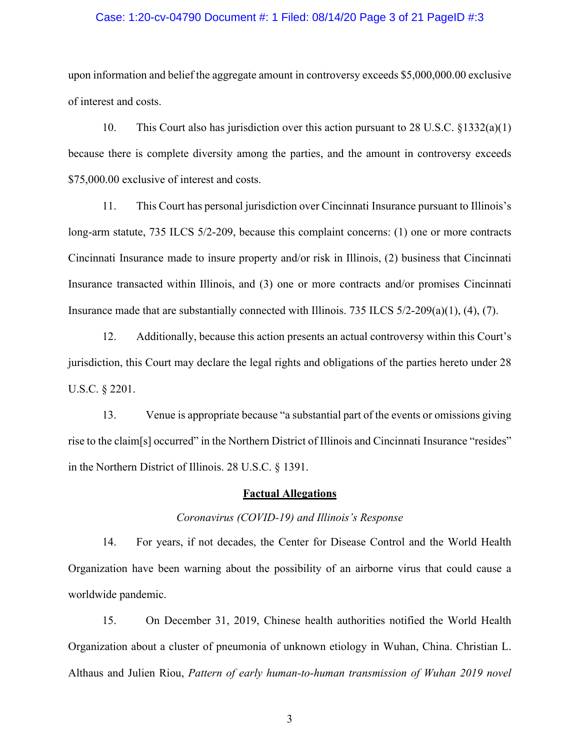upon information and belief the aggregate amount in controversy exceeds $5,000,000.00 exclusive of interest and costs.

10. This Court also has jurisdiction over this action pursuant to 28 U.S.C. §1332(a)(1) because there is complete diversity among the parties, and the amount in controversy exceeds $75,000.00 exclusive of interest and costs.

11. This Court has personal jurisdiction over Cincinnati Insurance pursuant to Illinois's long-arm statute, 735 ILCS 5/2-209, because this complaint concerns: (1) one or more contracts Cincinnati Insurance made to insure property and/or risk in Illinois, (2) business that Cincinnati Insurance transacted within Illinois, and (3) one or more contracts and/or promises Cincinnati Insurance made that are substantially connected with Illinois. 735 ILCS 5/2-209(a)(1), (4), (7).

12. Additionally, because this action presents an actual controversy within this Court's jurisdiction, this Court may declare the legal rights and obligations of the parties hereto under 28 U.S.C. § 2201.

13. Venue is appropriate because "a substantial part of the events or omissions giving rise to the claim[s] occurred" in the Northern District of Illinois and Cincinnati Insurance "resides" in the Northern District of Illinois. 28 U.S.C. § 1391.

## **Factual Allegations**

*Coronavirus (COVID-19) and Illinois's Response*

14. For years, if not decades, the Center for Disease Control and the World Health Organization have been warning about the possibility of an airborne virus that could cause a worldwide pandemic.

15. On December 31, 2019, Chinese health authorities notified the World Health Organization about a cluster of pneumonia of unknown etiology in Wuhan, China. Christian L. Althaus and Julien Riou, *Pattern of early human-to-human transmission of Wuhan 2019 novel*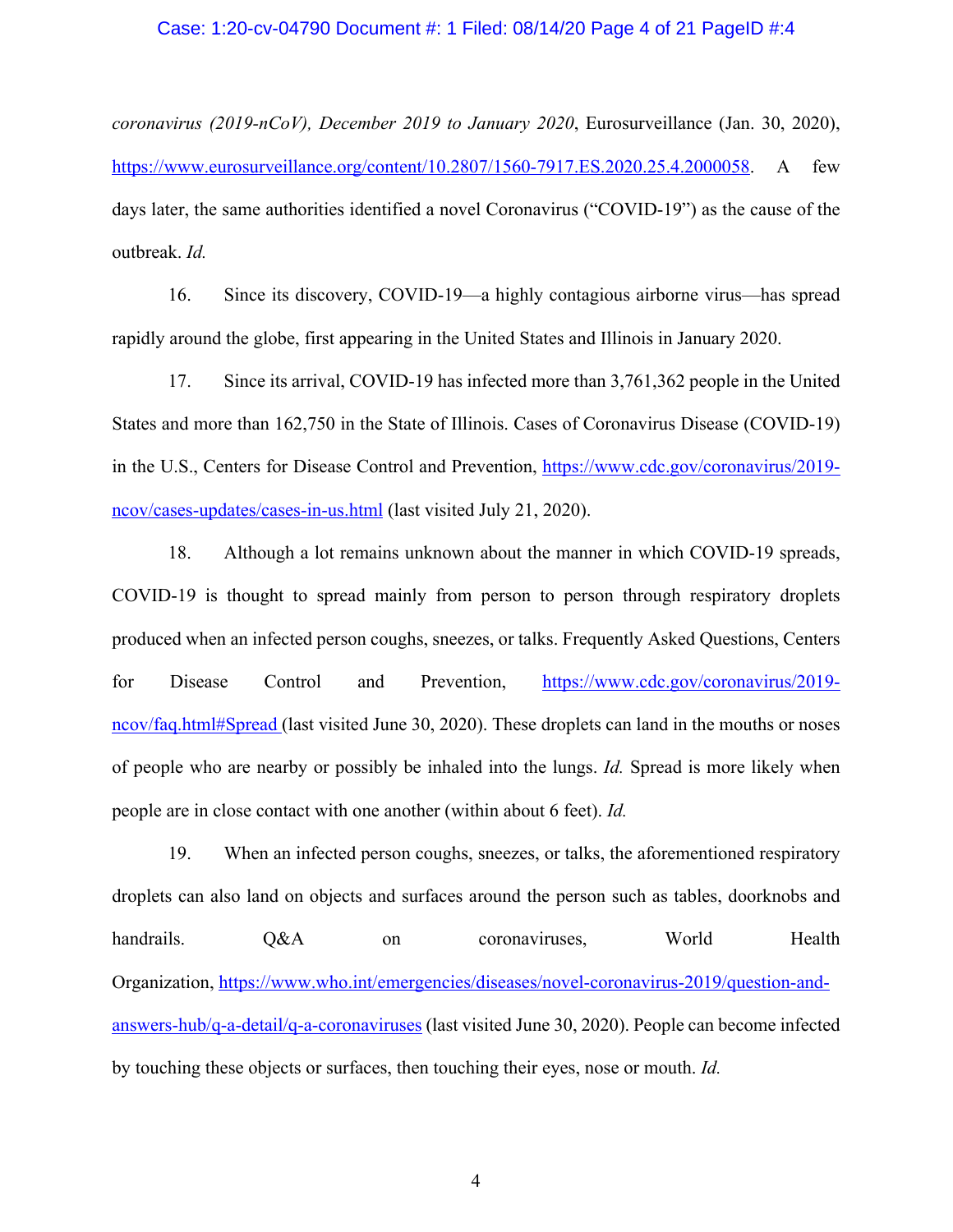*coronavirus (2019-nCoV), December 2019 to January 2020*, Eurosurveillance (Jan. 30, 2020), https://www.eurosurveillance.org/content/10.2807/1560-7917.ES.2020.25.4.2000058. A few days later, the same authorities identified a novel Coronavirus ("COVID-19") as the cause of the outbreak. *Id.*

16. Since its discovery, COVID-19—a highly contagious airborne virus—has spread rapidly around the globe, first appearing in the United States and Illinois in January 2020.

17. Since its arrival, COVID-19 has infected more than 3,761,362 people in the United States and more than 162,750 in the State of Illinois. Cases of Coronavirus Disease (COVID-19) in the U.S., Centers for Disease Control and Prevention, https://www.cdc.gov/coronavirus/2019-ncov/cases-updates/cases-in-us.html (last visited July 21, 2020).

18. Although a lot remains unknown about the manner in which COVID-19 spreads, COVID-19 is thought to spread mainly from person to person through respiratory droplets produced when an infected person coughs, sneezes, or talks. Frequently Asked Questions, Centers for Disease Control and Prevention, https://www.cdc.gov/coronavirus/2019-ncov/faq.html#Spread (last visited June 30, 2020). These droplets can land in the mouths or noses of people who are nearby or possibly be inhaled into the lungs. *Id.* Spread is more likely when people are in close contact with one another (within about 6 feet). *Id.*

19. When an infected person coughs, sneezes, or talks, the aforementioned respiratory droplets can also land on objects and surfaces around the person such as tables, doorknobs and handrails. Q&A on coronaviruses, World Health Organization, https://www.who.int/emergencies/diseases/novel-coronavirus-2019/question-and-answers-hub/q-a-detail/q-a-coronaviruses (last visited June 30, 2020). People can become infected by touching these objects or surfaces, then touching their eyes, nose or mouth. *Id.*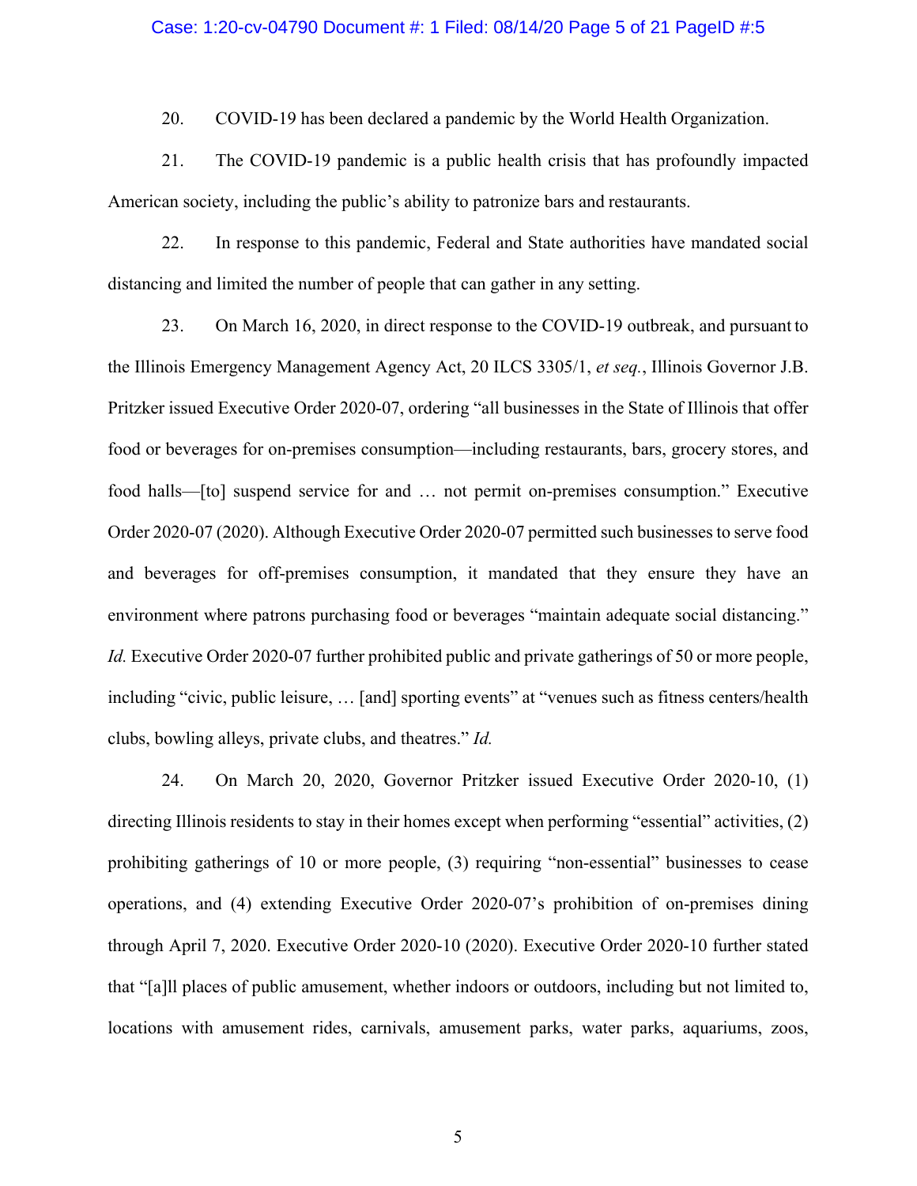20. COVID-19 has been declared a pandemic by the World Health Organization.

21. The COVID-19 pandemic is a public health crisis that has profoundly impacted American society, including the public's ability to patronize bars and restaurants.

22. In response to this pandemic, Federal and State authorities have mandated social distancing and limited the number of people that can gather in any setting.

23. On March 16, 2020, in direct response to the COVID-19 outbreak, and pursuant to the Illinois Emergency Management Agency Act, 20 ILCS 3305/1, *et seq.*, Illinois Governor J.B. Pritzker issued Executive Order 2020-07, ordering "all businesses in the State of Illinois that offer food or beverages for on-premises consumption—including restaurants, bars, grocery stores, and food halls—[to] suspend service for and … not permit on-premises consumption." Executive Order 2020-07 (2020). Although Executive Order 2020-07 permitted such businesses to serve food and beverages for off-premises consumption, it mandated that they ensure they have an environment where patrons purchasing food or beverages "maintain adequate social distancing." *Id.* Executive Order 2020-07 further prohibited public and private gatherings of 50 or more people, including "civic, public leisure, … [and] sporting events" at "venues such as fitness centers/health clubs, bowling alleys, private clubs, and theatres." *Id.*

24. On March 20, 2020, Governor Pritzker issued Executive Order 2020-10, (1) directing Illinois residents to stay in their homes except when performing "essential" activities, (2) prohibiting gatherings of 10 or more people, (3) requiring "non-essential" businesses to cease operations, and (4) extending Executive Order 2020-07's prohibition of on-premises dining through April 7, 2020. Executive Order 2020-10 (2020). Executive Order 2020-10 further stated that "[a]ll places of public amusement, whether indoors or outdoors, including but not limited to, locations with amusement rides, carnivals, amusement parks, water parks, aquariums, zoos,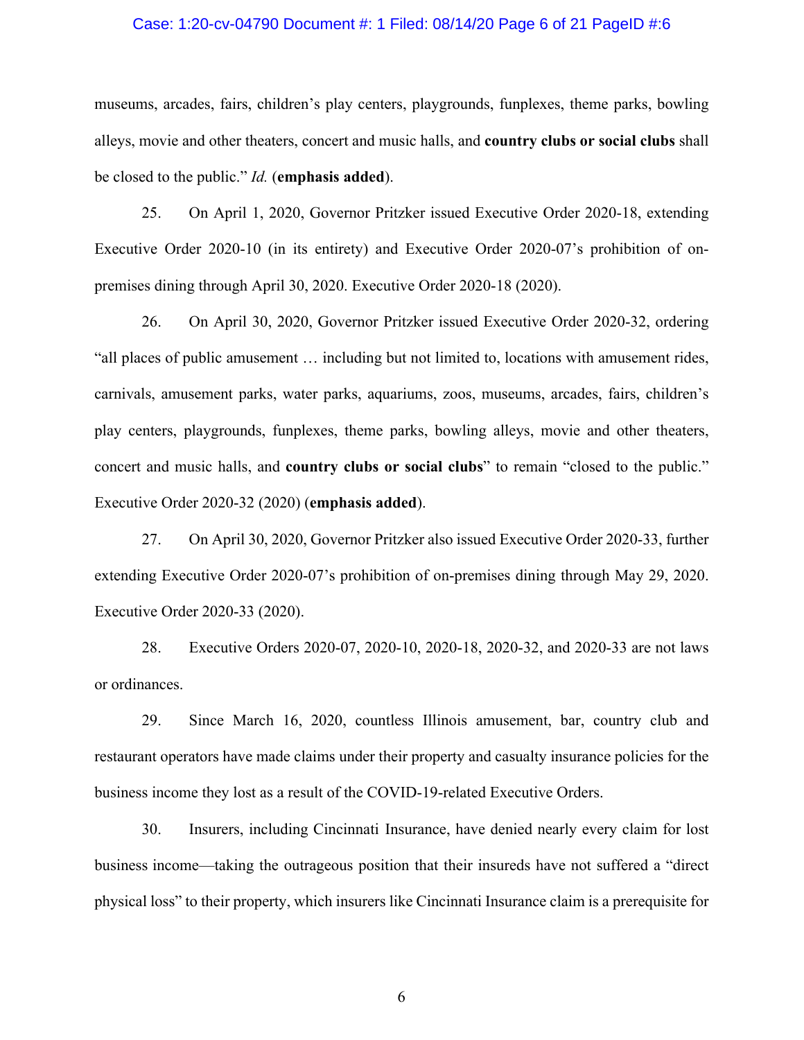museums, arcades, fairs, children's play centers, playgrounds, funplexes, theme parks, bowling alleys, movie and other theaters, concert and music halls, and **country clubs or social clubs** shall be closed to the public." *Id.* (**emphasis added**).

25. On April 1, 2020, Governor Pritzker issued Executive Order 2020-18, extending Executive Order 2020-10 (in its entirety) and Executive Order 2020-07's prohibition of on-premises dining through April 30, 2020. Executive Order 2020-18 (2020).

26. On April 30, 2020, Governor Pritzker issued Executive Order 2020-32, ordering "all places of public amusement … including but not limited to, locations with amusement rides, carnivals, amusement parks, water parks, aquariums, zoos, museums, arcades, fairs, children's play centers, playgrounds, funplexes, theme parks, bowling alleys, movie and other theaters, concert and music halls, and **country clubs or social clubs**" to remain "closed to the public." Executive Order 2020-32 (2020) (**emphasis added**).

27. On April 30, 2020, Governor Pritzker also issued Executive Order 2020-33, further extending Executive Order 2020-07's prohibition of on-premises dining through May 29, 2020. Executive Order 2020-33 (2020).

28. Executive Orders 2020-07, 2020-10, 2020-18, 2020-32, and 2020-33 are not laws or ordinances.

29. Since March 16, 2020, countless Illinois amusement, bar, country club and restaurant operators have made claims under their property and casualty insurance policies for the business income they lost as a result of the COVID-19-related Executive Orders.

30. Insurers, including Cincinnati Insurance, have denied nearly every claim for lost business income—taking the outrageous position that their insureds have not suffered a "direct physical loss" to their property, which insurers like Cincinnati Insurance claim is a prerequisite for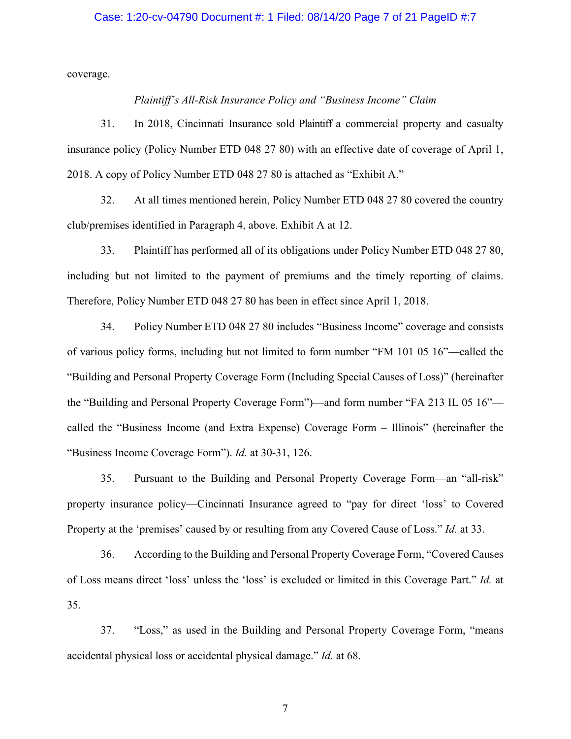coverage.

*Plaintiff's All-Risk Insurance Policy and "Business Income" Claim*

31. In 2018, Cincinnati Insurance sold Plaintiff a commercial property and casualty insurance policy (Policy Number ETD 048 27 80) with an effective date of coverage of April 1, 2018. A copy of Policy Number ETD 048 27 80 is attached as "Exhibit A."

32. At all times mentioned herein, Policy Number ETD 048 27 80 covered the country club/premises identified in Paragraph 4, above. Exhibit A at 12.

33. Plaintiff has performed all of its obligations under Policy Number ETD 048 27 80, including but not limited to the payment of premiums and the timely reporting of claims. Therefore, Policy Number ETD 048 27 80 has been in effect since April 1, 2018.

34. Policy Number ETD 048 27 80 includes "Business Income" coverage and consists of various policy forms, including but not limited to form number "FM 101 05 16"—called the "Building and Personal Property Coverage Form (Including Special Causes of Loss)" (hereinafter the "Building and Personal Property Coverage Form")—and form number "FA 213 IL 05 16"—called the "Business Income (and Extra Expense) Coverage Form – Illinois" (hereinafter the "Business Income Coverage Form"). *Id.* at 30-31, 126.

35. Pursuant to the Building and Personal Property Coverage Form—an "all-risk" property insurance policy—Cincinnati Insurance agreed to "pay for direct 'loss' to Covered Property at the 'premises' caused by or resulting from any Covered Cause of Loss." *Id.* at 33.

36. According to the Building and Personal Property Coverage Form, "Covered Causes of Loss means direct 'loss' unless the 'loss' is excluded or limited in this Coverage Part." *Id.* at 35.

37. "Loss," as used in the Building and Personal Property Coverage Form, "means accidental physical loss or accidental physical damage." *Id.* at 68.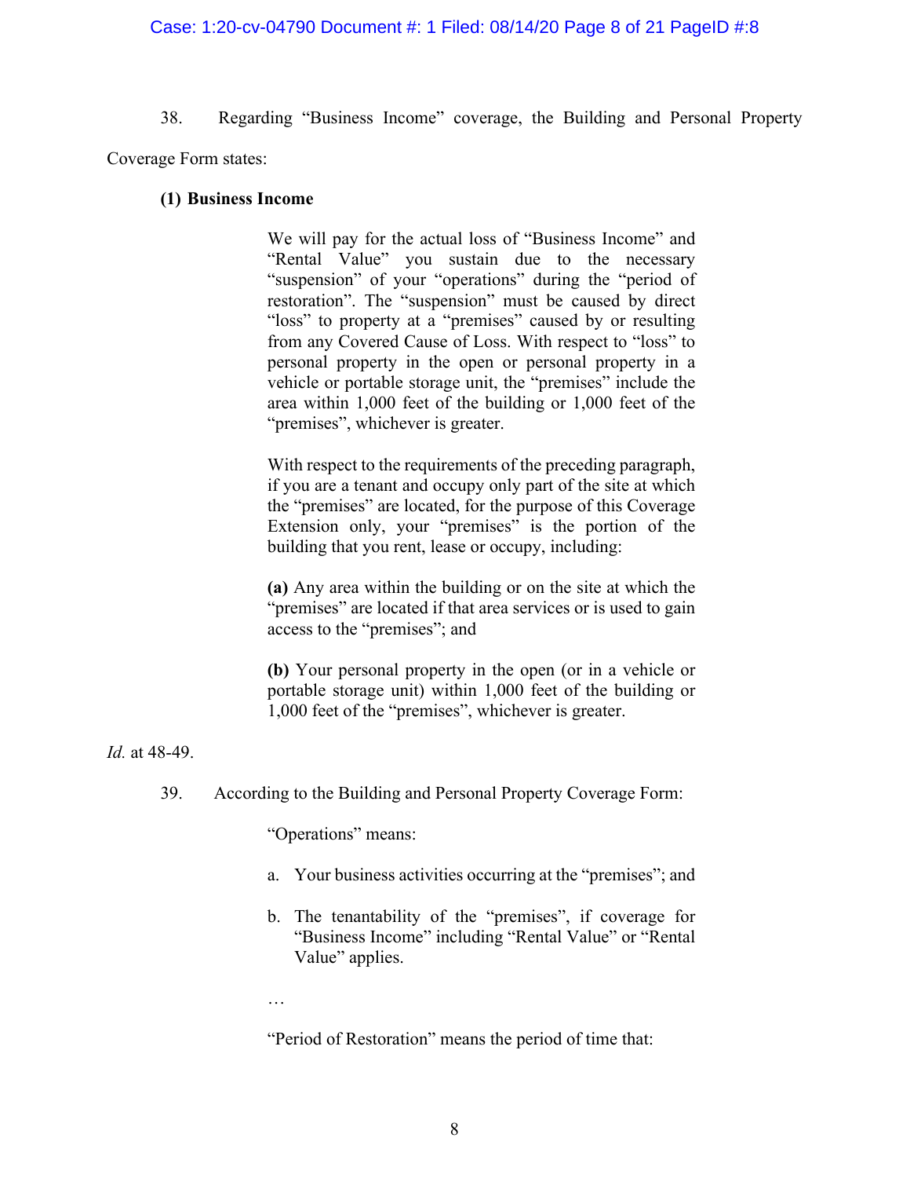38. Regarding "Business Income" coverage, the Building and Personal Property Coverage Form states:

> **(1) Business Income**
>
> We will pay for the actual loss of "Business Income" and "Rental Value" you sustain due to the necessary "suspension" of your "operations" during the "period of restoration". The "suspension" must be caused by direct "loss" to property at a "premises" caused by or resulting from any Covered Cause of Loss. With respect to "loss" to personal property in the open or personal property in a vehicle or portable storage unit, the "premises" include the area within 1,000 feet of the building or 1,000 feet of the "premises", whichever is greater.
>
> With respect to the requirements of the preceding paragraph, if you are a tenant and occupy only part of the site at which the "premises" are located, for the purpose of this Coverage Extension only, your "premises" is the portion of the building that you rent, lease or occupy, including:
>
> **(a)** Any area within the building or on the site at which the "premises" are located if that area services or is used to gain access to the "premises"; and
>
> **(b)** Your personal property in the open (or in a vehicle or portable storage unit) within 1,000 feet of the building or 1,000 feet of the "premises", whichever is greater.

*Id.* at 48-49.

39. According to the Building and Personal Property Coverage Form:

> "Operations" means:
>
> a. Your business activities occurring at the "premises"; and
>
> b. The tenantability of the "premises", if coverage for "Business Income" including "Rental Value" or "Rental Value" applies.
>
> …
>
> "Period of Restoration" means the period of time that: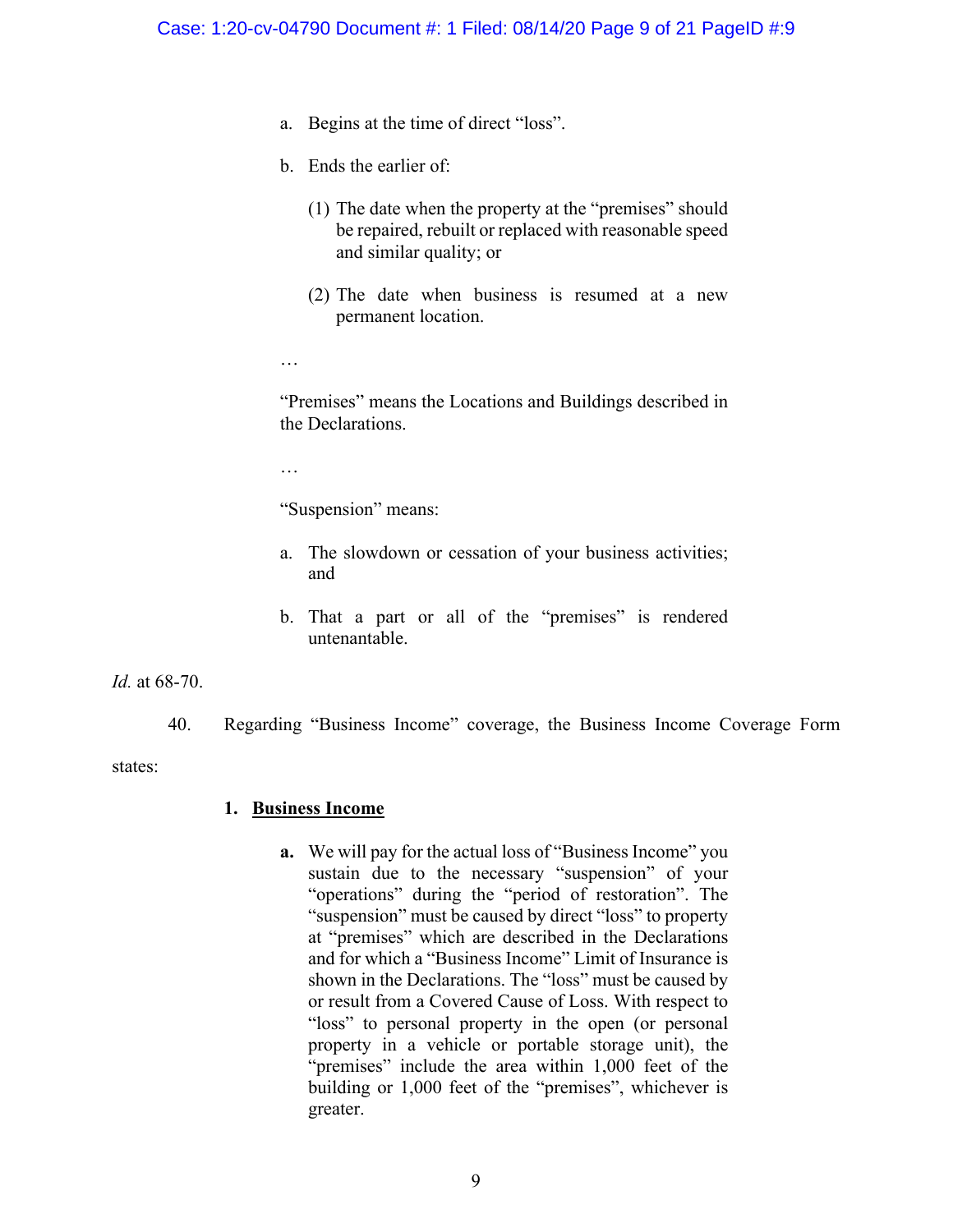> a. Begins at the time of direct "loss".
>
> b. Ends the earlier of:
>
> > (1) The date when the property at the "premises" should be repaired, rebuilt or replaced with reasonable speed and similar quality; or
> >
> > (2) The date when business is resumed at a new permanent location.
>
> …
>
> "Premises" means the Locations and Buildings described in the Declarations.
>
> …
>
> "Suspension" means:
>
> a. The slowdown or cessation of your business activities; and
>
> b. That a part or all of the "premises" is rendered untenantable.

*Id.* at 68-70.

40. Regarding "Business Income" coverage, the Business Income Coverage Form states:

> **1. <u>Business Income</u>**
>
> > **a.** We will pay for the actual loss of "Business Income" you sustain due to the necessary "suspension" of your "operations" during the "period of restoration". The "suspension" must be caused by direct "loss" to property at "premises" which are described in the Declarations and for which a "Business Income" Limit of Insurance is shown in the Declarations. The "loss" must be caused by or result from a Covered Cause of Loss. With respect to "loss" to personal property in the open (or personal property in a vehicle or portable storage unit), the "premises" include the area within 1,000 feet of the building or 1,000 feet of the "premises", whichever is greater.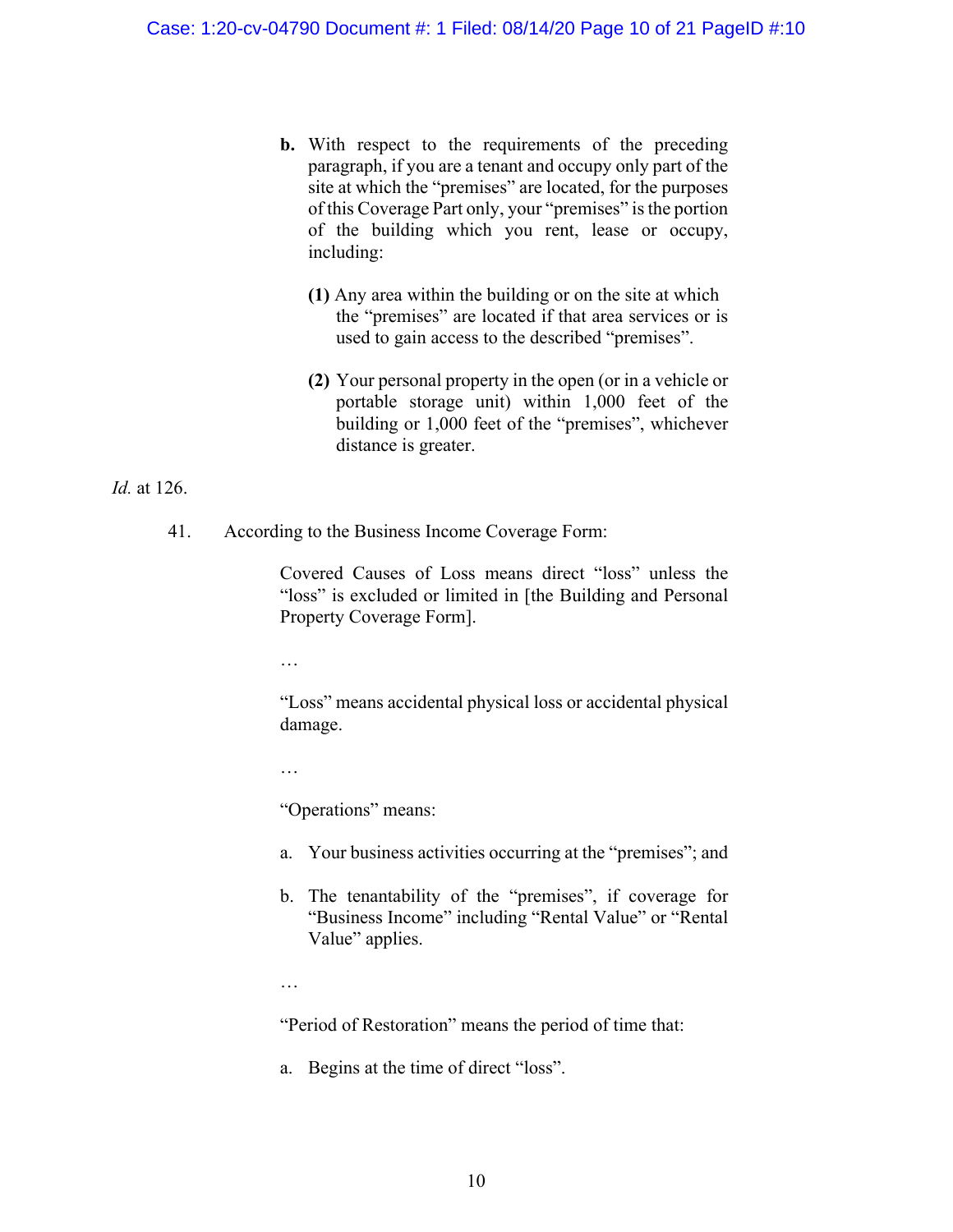> **b.** With respect to the requirements of the preceding paragraph, if you are a tenant and occupy only part of the site at which the "premises" are located, for the purposes of this Coverage Part only, your "premises" is the portion of the building which you rent, lease or occupy, including:
>
> **(1)** Any area within the building or on the site at which the "premises" are located if that area services or is used to gain access to the described "premises".
>
> **(2)** Your personal property in the open (or in a vehicle or portable storage unit) within 1,000 feet of the building or 1,000 feet of the "premises", whichever distance is greater.

*Id.* at 126.

41. According to the Business Income Coverage Form:

> Covered Causes of Loss means direct "loss" unless the "loss" is excluded or limited in [the Building and Personal Property Coverage Form].
>
> …
>
> "Loss" means accidental physical loss or accidental physical damage.
>
> …
>
> "Operations" means:
>
> a. Your business activities occurring at the "premises"; and
>
> b. The tenantability of the "premises", if coverage for "Business Income" including "Rental Value" or "Rental Value" applies.
>
> …
>
> "Period of Restoration" means the period of time that:
>
> a. Begins at the time of direct "loss".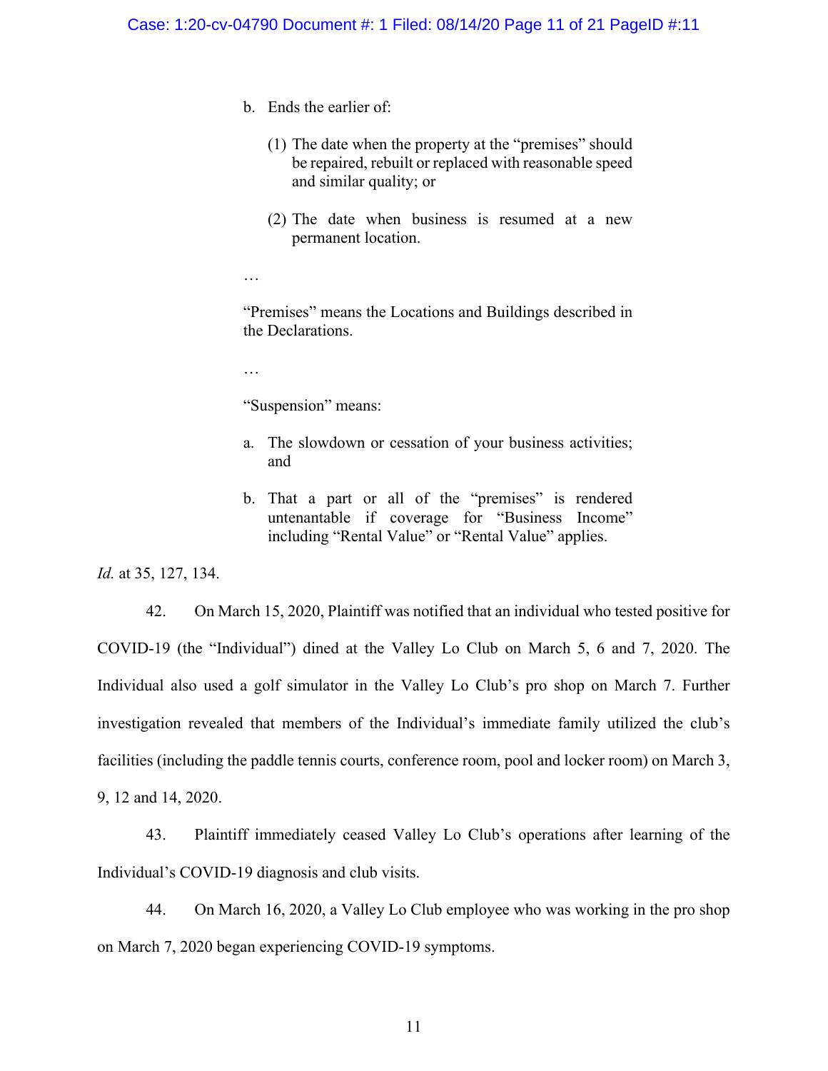> b. Ends the earlier of:
>
> > (1) The date when the property at the "premises" should be repaired, rebuilt or replaced with reasonable speed and similar quality; or
> >
> > (2) The date when business is resumed at a new permanent location.
>
> …
>
> "Premises" means the Locations and Buildings described in the Declarations.
>
> …
>
> "Suspension" means:
>
> a. The slowdown or cessation of your business activities; and
>
> b. That a part or all of the "premises" is rendered untenantable if coverage for "Business Income" including "Rental Value" or "Rental Value" applies.

*Id.* at 35, 127, 134.

42. On March 15, 2020, Plaintiff was notified that an individual who tested positive for COVID-19 (the "Individual") dined at the Valley Lo Club on March 5, 6 and 7, 2020. The Individual also used a golf simulator in the Valley Lo Club's pro shop on March 7. Further investigation revealed that members of the Individual's immediate family utilized the club's facilities (including the paddle tennis courts, conference room, pool and locker room) on March 3, 9, 12 and 14, 2020.

43. Plaintiff immediately ceased Valley Lo Club's operations after learning of the Individual's COVID-19 diagnosis and club visits.

44. On March 16, 2020, a Valley Lo Club employee who was working in the pro shop on March 7, 2020 began experiencing COVID-19 symptoms.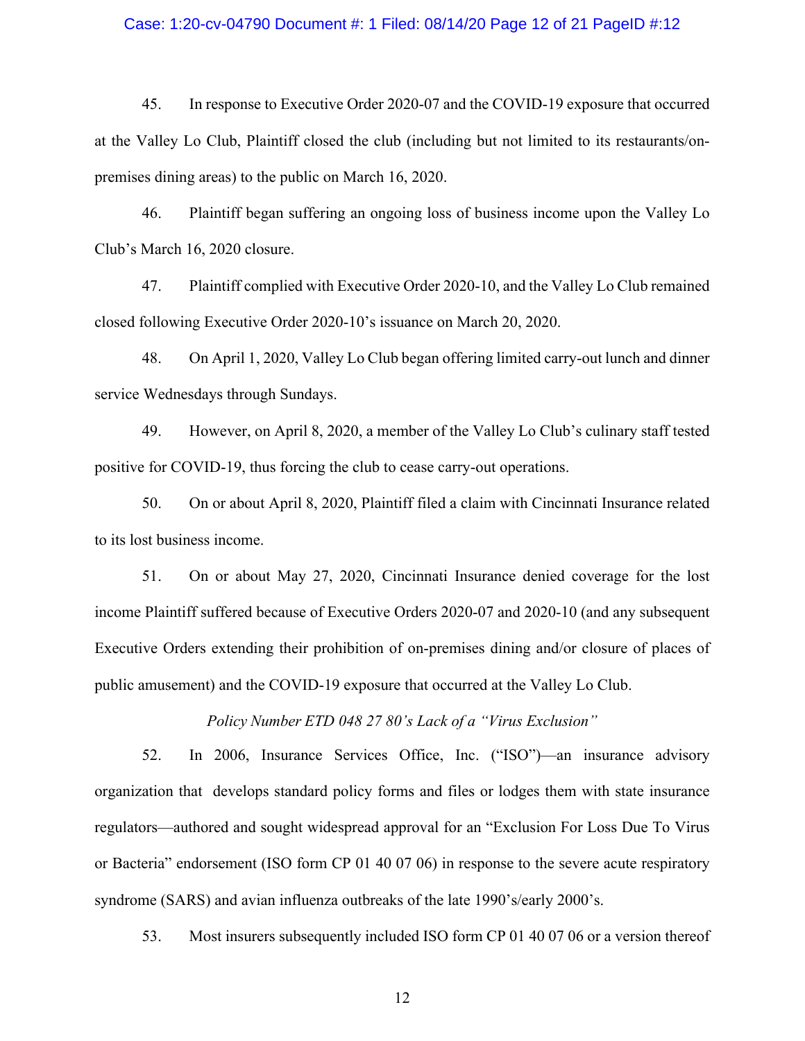45. In response to Executive Order 2020-07 and the COVID-19 exposure that occurred at the Valley Lo Club, Plaintiff closed the club (including but not limited to its restaurants/on-premises dining areas) to the public on March 16, 2020.

46. Plaintiff began suffering an ongoing loss of business income upon the Valley Lo Club's March 16, 2020 closure.

47. Plaintiff complied with Executive Order 2020-10, and the Valley Lo Club remained closed following Executive Order 2020-10's issuance on March 20, 2020.

48. On April 1, 2020, Valley Lo Club began offering limited carry-out lunch and dinner service Wednesdays through Sundays.

49. However, on April 8, 2020, a member of the Valley Lo Club's culinary staff tested positive for COVID-19, thus forcing the club to cease carry-out operations.

50. On or about April 8, 2020, Plaintiff filed a claim with Cincinnati Insurance related to its lost business income.

51. On or about May 27, 2020, Cincinnati Insurance denied coverage for the lost income Plaintiff suffered because of Executive Orders 2020-07 and 2020-10 (and any subsequent Executive Orders extending their prohibition of on-premises dining and/or closure of places of public amusement) and the COVID-19 exposure that occurred at the Valley Lo Club.

*Policy Number ETD 048 27 80's Lack of a "Virus Exclusion"*

52. In 2006, Insurance Services Office, Inc. ("ISO")—an insurance advisory organization that develops standard policy forms and files or lodges them with state insurance regulators—authored and sought widespread approval for an "Exclusion For Loss Due To Virus or Bacteria" endorsement (ISO form CP 01 40 07 06) in response to the severe acute respiratory syndrome (SARS) and avian influenza outbreaks of the late 1990's/early 2000's.

53. Most insurers subsequently included ISO form CP 01 40 07 06 or a version thereof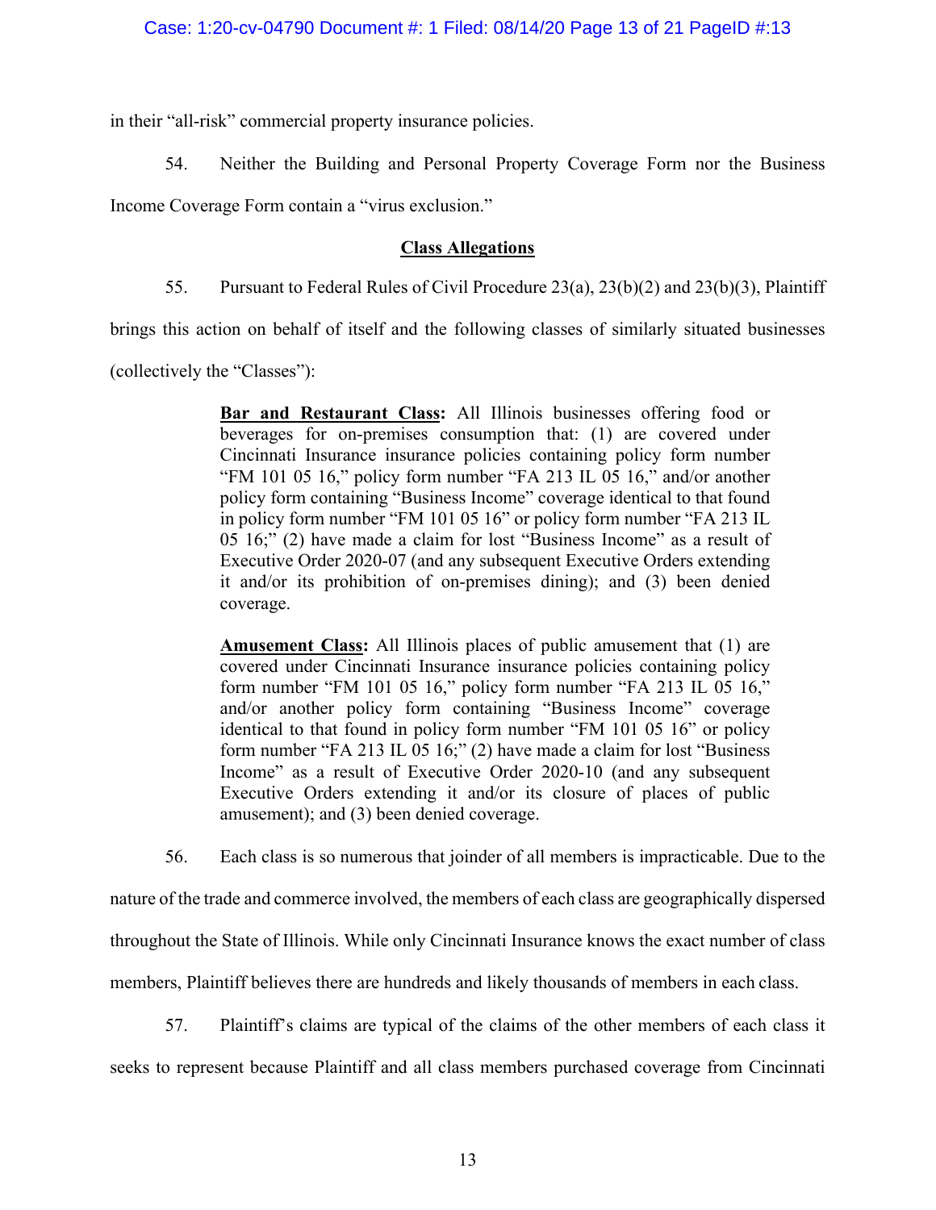in their "all-risk" commercial property insurance policies.

54. Neither the Building and Personal Property Coverage Form nor the Business Income Coverage Form contain a "virus exclusion."

## Class Allegations

55. Pursuant to Federal Rules of Civil Procedure 23(a), 23(b)(2) and 23(b)(3), Plaintiff brings this action on behalf of itself and the following classes of similarly situated businesses (collectively the "Classes"):

> **Bar and Restaurant Class:** All Illinois businesses offering food or beverages for on-premises consumption that: (1) are covered under Cincinnati Insurance insurance policies containing policy form number "FM 101 05 16," policy form number "FA 213 IL 05 16," and/or another policy form containing "Business Income" coverage identical to that found in policy form number "FM 101 05 16" or policy form number "FA 213 IL 05 16;" (2) have made a claim for lost "Business Income" as a result of Executive Order 2020-07 (and any subsequent Executive Orders extending it and/or its prohibition of on-premises dining); and (3) been denied coverage.

> **Amusement Class:** All Illinois places of public amusement that (1) are covered under Cincinnati Insurance insurance policies containing policy form number "FM 101 05 16," policy form number "FA 213 IL 05 16," and/or another policy form containing "Business Income" coverage identical to that found in policy form number "FM 101 05 16" or policy form number "FA 213 IL 05 16;" (2) have made a claim for lost "Business Income" as a result of Executive Order 2020-10 (and any subsequent Executive Orders extending it and/or its closure of places of public amusement); and (3) been denied coverage.

56. Each class is so numerous that joinder of all members is impracticable. Due to the nature of the trade and commerce involved, the members of each class are geographically dispersed throughout the State of Illinois. While only Cincinnati Insurance knows the exact number of class members, Plaintiff believes there are hundreds and likely thousands of members in each class.

57. Plaintiff's claims are typical of the claims of the other members of each class it seeks to represent because Plaintiff and all class members purchased coverage from Cincinnati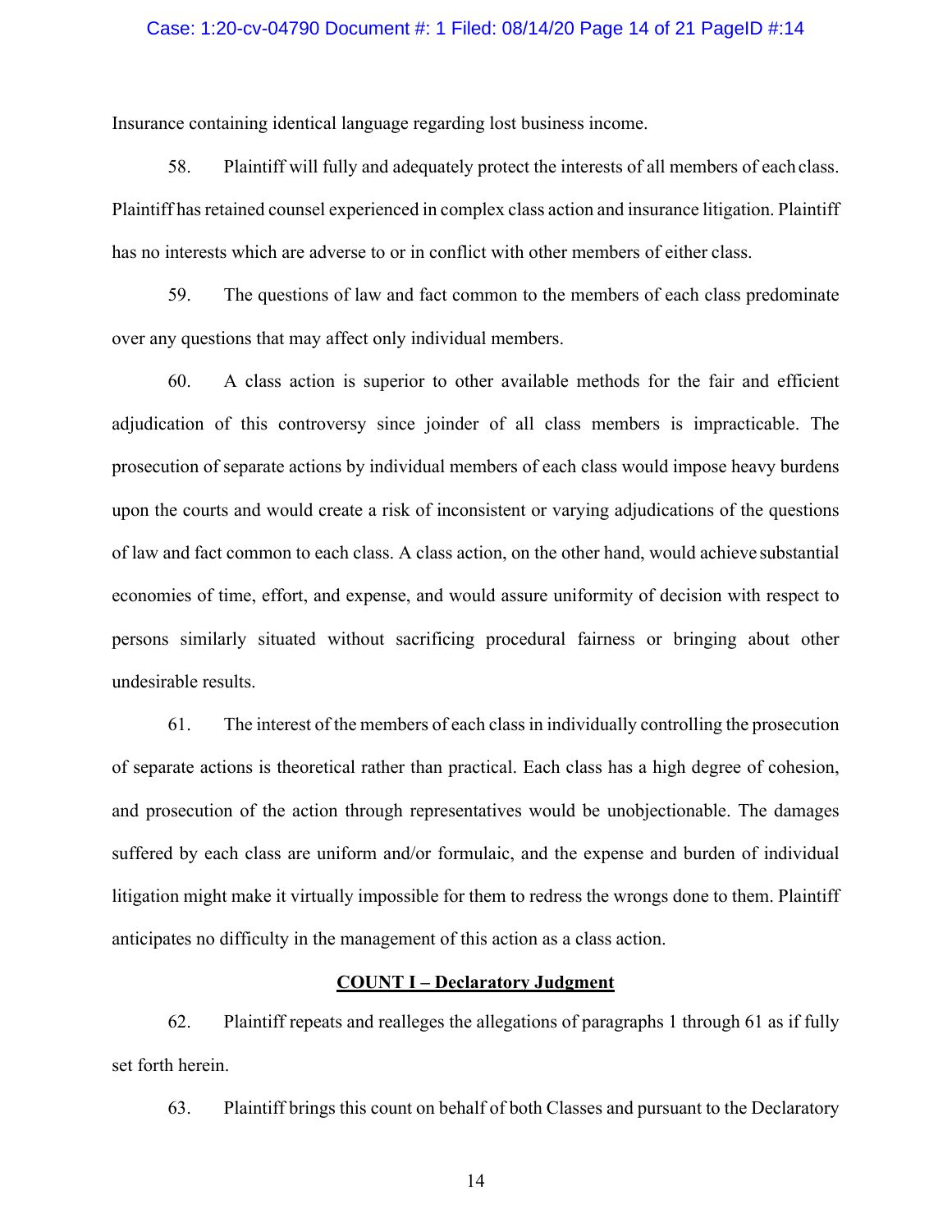Insurance containing identical language regarding lost business income.

58. Plaintiff will fully and adequately protect the interests of all members of each class. Plaintiff has retained counsel experienced in complex class action and insurance litigation. Plaintiff has no interests which are adverse to or in conflict with other members of either class.

59. The questions of law and fact common to the members of each class predominate over any questions that may affect only individual members.

60. A class action is superior to other available methods for the fair and efficient adjudication of this controversy since joinder of all class members is impracticable. The prosecution of separate actions by individual members of each class would impose heavy burdens upon the courts and would create a risk of inconsistent or varying adjudications of the questions of law and fact common to each class. A class action, on the other hand, would achieve substantial economies of time, effort, and expense, and would assure uniformity of decision with respect to persons similarly situated without sacrificing procedural fairness or bringing about other undesirable results.

61. The interest of the members of each class in individually controlling the prosecution of separate actions is theoretical rather than practical. Each class has a high degree of cohesion, and prosecution of the action through representatives would be unobjectionable. The damages suffered by each class are uniform and/or formulaic, and the expense and burden of individual litigation might make it virtually impossible for them to redress the wrongs done to them. Plaintiff anticipates no difficulty in the management of this action as a class action.

## COUNT I – Declaratory Judgment

62. Plaintiff repeats and realleges the allegations of paragraphs 1 through 61 as if fully set forth herein.

63. Plaintiff brings this count on behalf of both Classes and pursuant to the Declaratory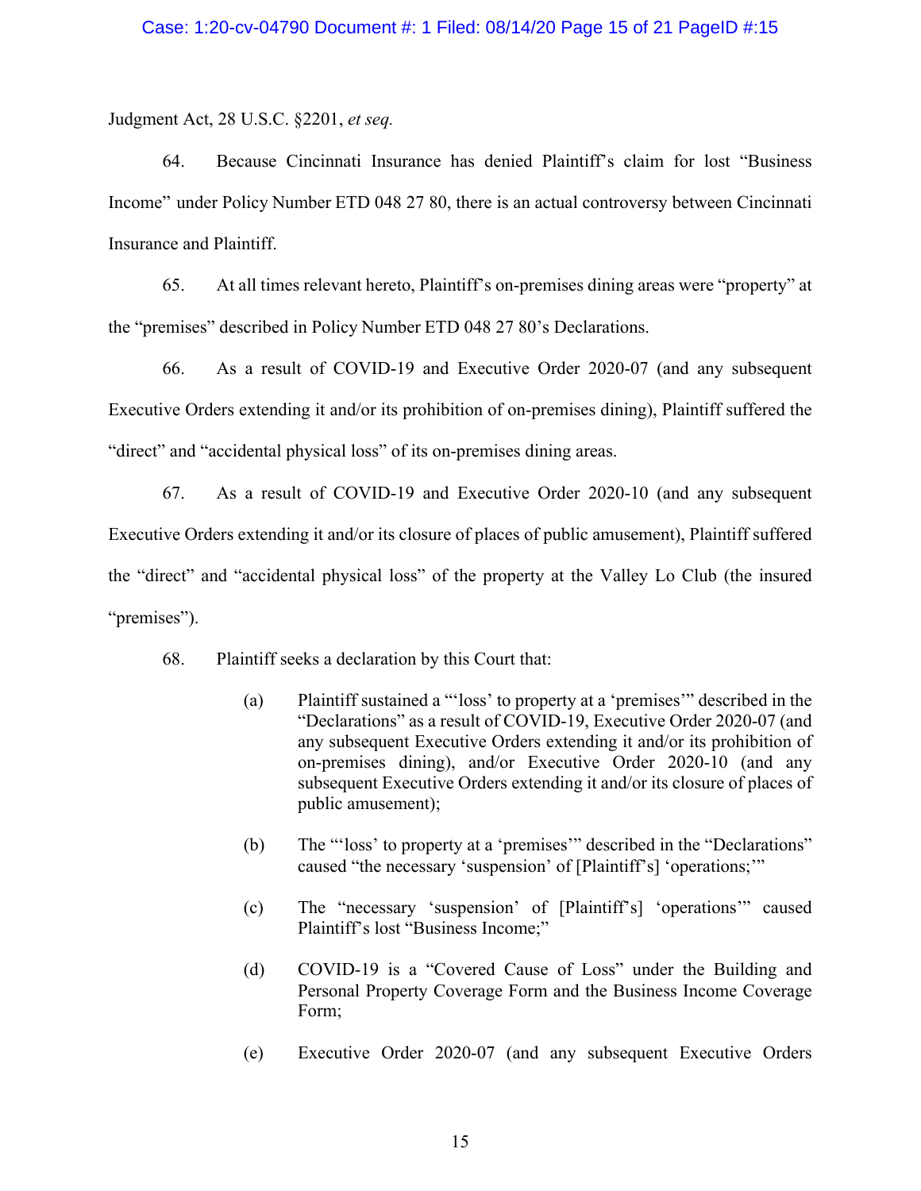Judgment Act, 28 U.S.C. §2201, *et seq.*

64. Because Cincinnati Insurance has denied Plaintiff's claim for lost "Business Income" under Policy Number ETD 048 27 80, there is an actual controversy between Cincinnati Insurance and Plaintiff.

65. At all times relevant hereto, Plaintiff's on-premises dining areas were "property" at the "premises" described in Policy Number ETD 048 27 80's Declarations.

66. As a result of COVID-19 and Executive Order 2020-07 (and any subsequent Executive Orders extending it and/or its prohibition of on-premises dining), Plaintiff suffered the "direct" and "accidental physical loss" of its on-premises dining areas.

67. As a result of COVID-19 and Executive Order 2020-10 (and any subsequent Executive Orders extending it and/or its closure of places of public amusement), Plaintiff suffered the "direct" and "accidental physical loss" of the property at the Valley Lo Club (the insured "premises").

68. Plaintiff seeks a declaration by this Court that:

> (a) Plaintiff sustained a "'loss' to property at a 'premises'" described in the "Declarations" as a result of COVID-19, Executive Order 2020-07 (and any subsequent Executive Orders extending it and/or its prohibition of on-premises dining), and/or Executive Order 2020-10 (and any subsequent Executive Orders extending it and/or its closure of places of public amusement);
>
> (b) The "'loss' to property at a 'premises'" described in the "Declarations" caused "the necessary 'suspension' of [Plaintiff's] 'operations;'"
>
> (c) The "necessary 'suspension' of [Plaintiff's] 'operations'" caused Plaintiff's lost "Business Income;"
>
> (d) COVID-19 is a "Covered Cause of Loss" under the Building and Personal Property Coverage Form and the Business Income Coverage Form;
>
> (e) Executive Order 2020-07 (and any subsequent Executive Orders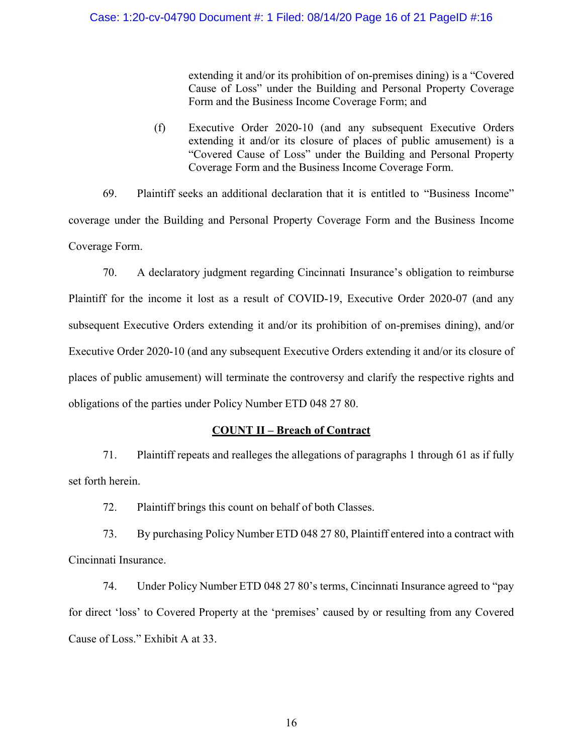extending it and/or its prohibition of on-premises dining) is a "Covered Cause of Loss" under the Building and Personal Property Coverage Form and the Business Income Coverage Form; and

(f) Executive Order 2020-10 (and any subsequent Executive Orders extending it and/or its closure of places of public amusement) is a "Covered Cause of Loss" under the Building and Personal Property Coverage Form and the Business Income Coverage Form.

69. Plaintiff seeks an additional declaration that it is entitled to "Business Income" coverage under the Building and Personal Property Coverage Form and the Business Income Coverage Form.

70. A declaratory judgment regarding Cincinnati Insurance's obligation to reimburse Plaintiff for the income it lost as a result of COVID-19, Executive Order 2020-07 (and any subsequent Executive Orders extending it and/or its prohibition of on-premises dining), and/or Executive Order 2020-10 (and any subsequent Executive Orders extending it and/or its closure of places of public amusement) will terminate the controversy and clarify the respective rights and obligations of the parties under Policy Number ETD 048 27 80.

**COUNT II – Breach of Contract**

71. Plaintiff repeats and realleges the allegations of paragraphs 1 through 61 as if fully set forth herein.

72. Plaintiff brings this count on behalf of both Classes.

73. By purchasing Policy Number ETD 048 27 80, Plaintiff entered into a contract with Cincinnati Insurance.

74. Under Policy Number ETD 048 27 80's terms, Cincinnati Insurance agreed to "pay for direct 'loss' to Covered Property at the 'premises' caused by or resulting from any Covered Cause of Loss." Exhibit A at 33.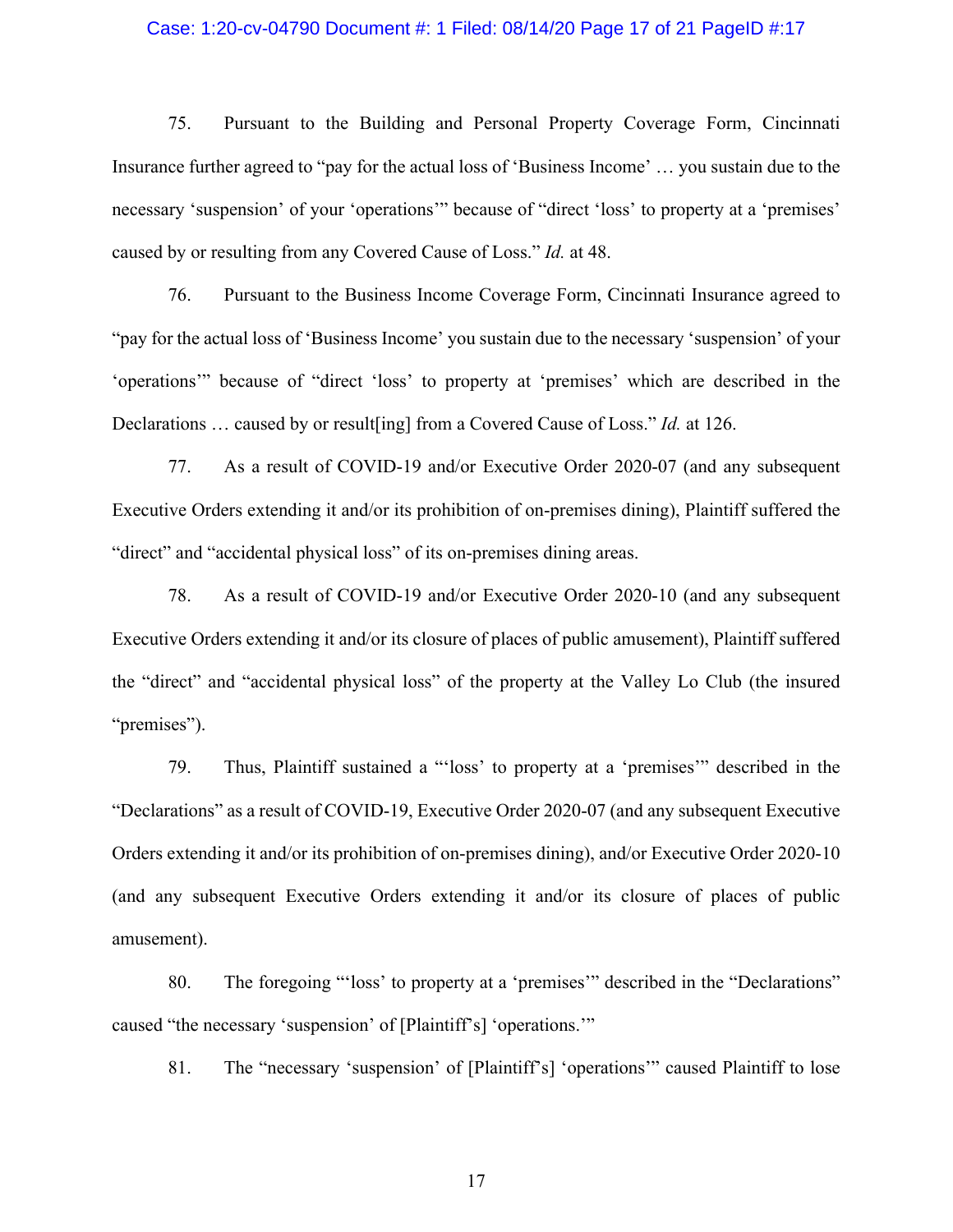75. Pursuant to the Building and Personal Property Coverage Form, Cincinnati Insurance further agreed to "pay for the actual loss of 'Business Income' … you sustain due to the necessary 'suspension' of your 'operations'" because of "direct 'loss' to property at a 'premises' caused by or resulting from any Covered Cause of Loss." *Id.* at 48.

76. Pursuant to the Business Income Coverage Form, Cincinnati Insurance agreed to "pay for the actual loss of 'Business Income' you sustain due to the necessary 'suspension' of your 'operations'" because of "direct 'loss' to property at 'premises' which are described in the Declarations … caused by or result[ing] from a Covered Cause of Loss." *Id.* at 126.

77. As a result of COVID-19 and/or Executive Order 2020-07 (and any subsequent Executive Orders extending it and/or its prohibition of on-premises dining), Plaintiff suffered the "direct" and "accidental physical loss" of its on-premises dining areas.

78. As a result of COVID-19 and/or Executive Order 2020-10 (and any subsequent Executive Orders extending it and/or its closure of places of public amusement), Plaintiff suffered the "direct" and "accidental physical loss" of the property at the Valley Lo Club (the insured "premises").

79. Thus, Plaintiff sustained a "'loss' to property at a 'premises'" described in the "Declarations" as a result of COVID-19, Executive Order 2020-07 (and any subsequent Executive Orders extending it and/or its prohibition of on-premises dining), and/or Executive Order 2020-10 (and any subsequent Executive Orders extending it and/or its closure of places of public amusement).

80. The foregoing "'loss' to property at a 'premises'" described in the "Declarations" caused "the necessary 'suspension' of [Plaintiff's] 'operations.'"

81. The "necessary 'suspension' of [Plaintiff's] 'operations'" caused Plaintiff to lose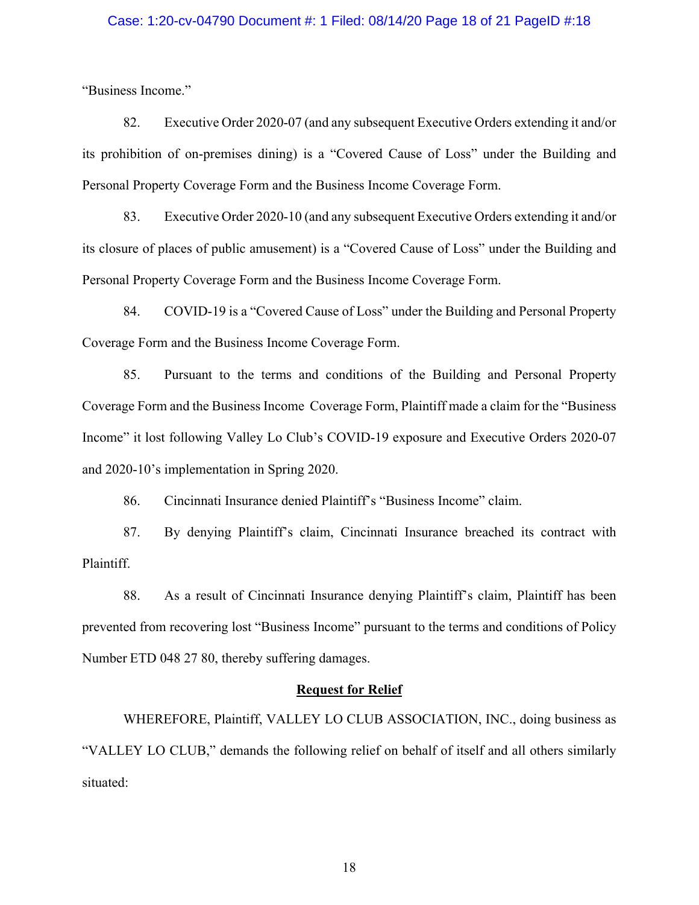"Business Income."

82. Executive Order 2020-07 (and any subsequent Executive Orders extending it and/or its prohibition of on-premises dining) is a "Covered Cause of Loss" under the Building and Personal Property Coverage Form and the Business Income Coverage Form.

83. Executive Order 2020-10 (and any subsequent Executive Orders extending it and/or its closure of places of public amusement) is a "Covered Cause of Loss" under the Building and Personal Property Coverage Form and the Business Income Coverage Form.

84. COVID-19 is a "Covered Cause of Loss" under the Building and Personal Property Coverage Form and the Business Income Coverage Form.

85. Pursuant to the terms and conditions of the Building and Personal Property Coverage Form and the Business Income Coverage Form, Plaintiff made a claim for the "Business Income" it lost following Valley Lo Club's COVID-19 exposure and Executive Orders 2020-07 and 2020-10's implementation in Spring 2020.

86. Cincinnati Insurance denied Plaintiff's "Business Income" claim.

87. By denying Plaintiff's claim, Cincinnati Insurance breached its contract with Plaintiff.

88. As a result of Cincinnati Insurance denying Plaintiff's claim, Plaintiff has been prevented from recovering lost "Business Income" pursuant to the terms and conditions of Policy Number ETD 048 27 80, thereby suffering damages.

**Request for Relief**

WHEREFORE, Plaintiff, VALLEY LO CLUB ASSOCIATION, INC., doing business as "VALLEY LO CLUB," demands the following relief on behalf of itself and all others similarly situated: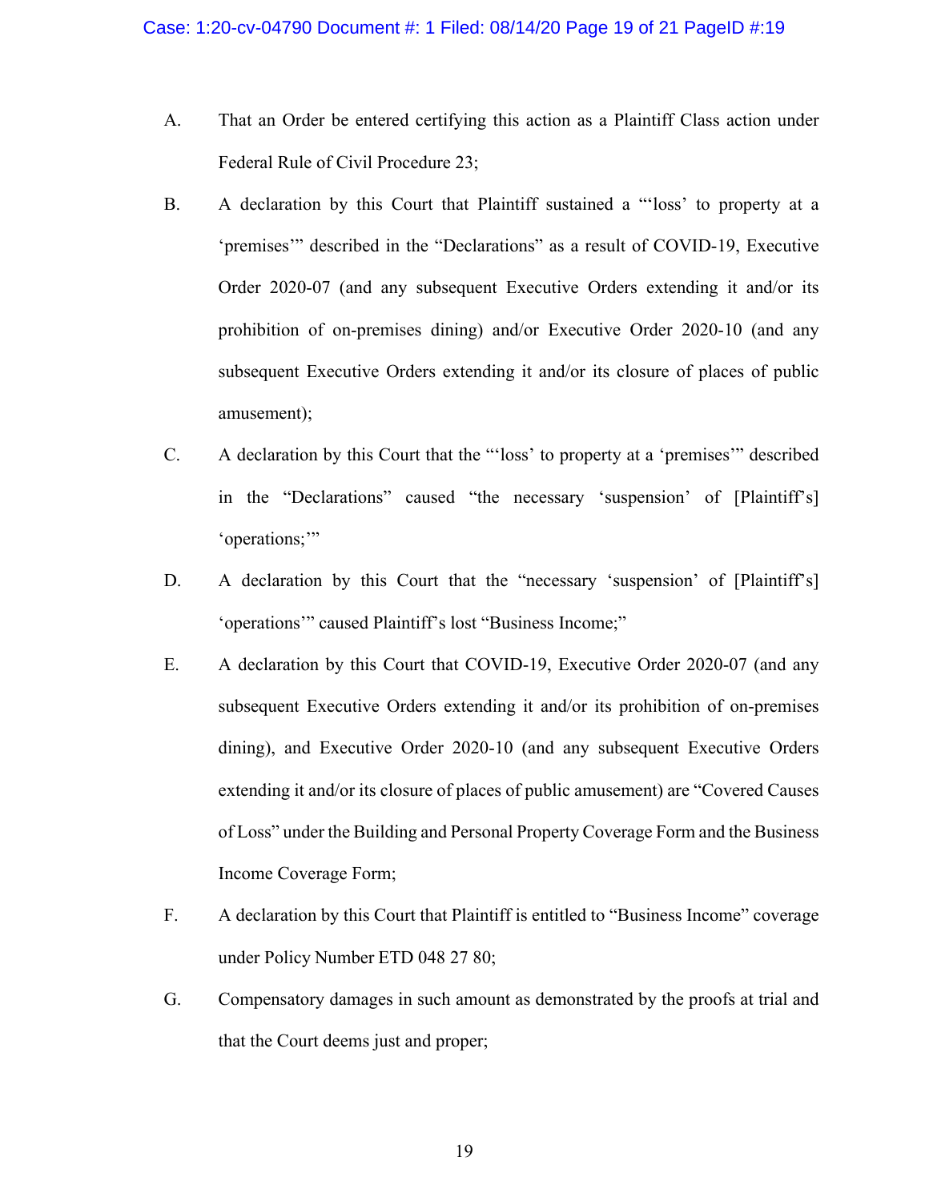A. That an Order be entered certifying this action as a Plaintiff Class action under Federal Rule of Civil Procedure 23;

B. A declaration by this Court that Plaintiff sustained a "'loss' to property at a 'premises'" described in the "Declarations" as a result of COVID-19, Executive Order 2020-07 (and any subsequent Executive Orders extending it and/or its prohibition of on-premises dining) and/or Executive Order 2020-10 (and any subsequent Executive Orders extending it and/or its closure of places of public amusement);

C. A declaration by this Court that the "'loss' to property at a 'premises'" described in the "Declarations" caused "the necessary 'suspension' of [Plaintiff's] 'operations;'"

D. A declaration by this Court that the "necessary 'suspension' of [Plaintiff's] 'operations'" caused Plaintiff's lost "Business Income;"

E. A declaration by this Court that COVID-19, Executive Order 2020-07 (and any subsequent Executive Orders extending it and/or its prohibition of on-premises dining), and Executive Order 2020-10 (and any subsequent Executive Orders extending it and/or its closure of places of public amusement) are "Covered Causes of Loss" under the Building and Personal Property Coverage Form and the Business Income Coverage Form;

F. A declaration by this Court that Plaintiff is entitled to "Business Income" coverage under Policy Number ETD 048 27 80;

G. Compensatory damages in such amount as demonstrated by the proofs at trial and that the Court deems just and proper;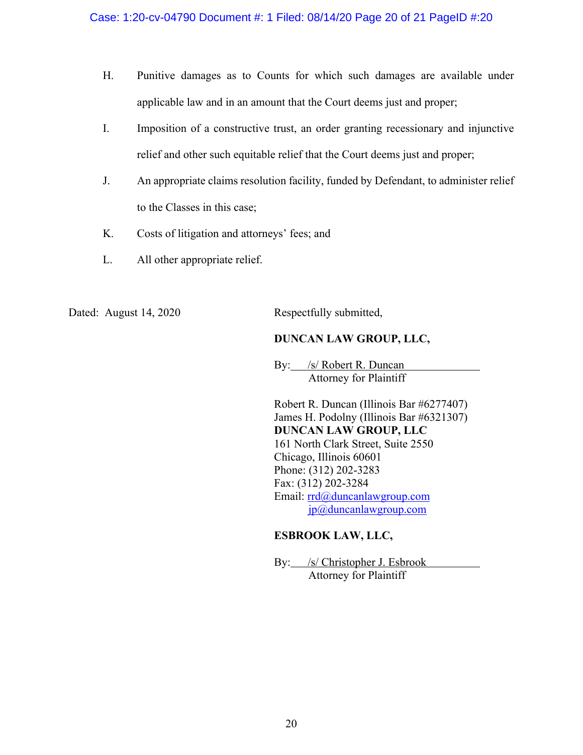H. Punitive damages as to Counts for which such damages are available under applicable law and in an amount that the Court deems just and proper;

I. Imposition of a constructive trust, an order granting recessionary and injunctive relief and other such equitable relief that the Court deems just and proper;

J. An appropriate claims resolution facility, funded by Defendant, to administer relief to the Classes in this case;

K. Costs of litigation and attorneys' fees; and

L. All other appropriate relief.

Dated: August 14, 2020

Respectfully submitted,

**DUNCAN LAW GROUP, LLC,**

By: /s/ Robert R. Duncan
Attorney for Plaintiff

Robert R. Duncan (Illinois Bar #6277407)
James H. Podolny (Illinois Bar #6321307)
**DUNCAN LAW GROUP, LLC**
161 North Clark Street, Suite 2550
Chicago, Illinois 60601
Phone: (312) 202-3283
Fax: (312) 202-3284
Email: rrd@duncanlawgroup.com
jp@duncanlawgroup.com

**ESBROOK LAW, LLC,**

By: /s/ Christopher J. Esbrook
Attorney for Plaintiff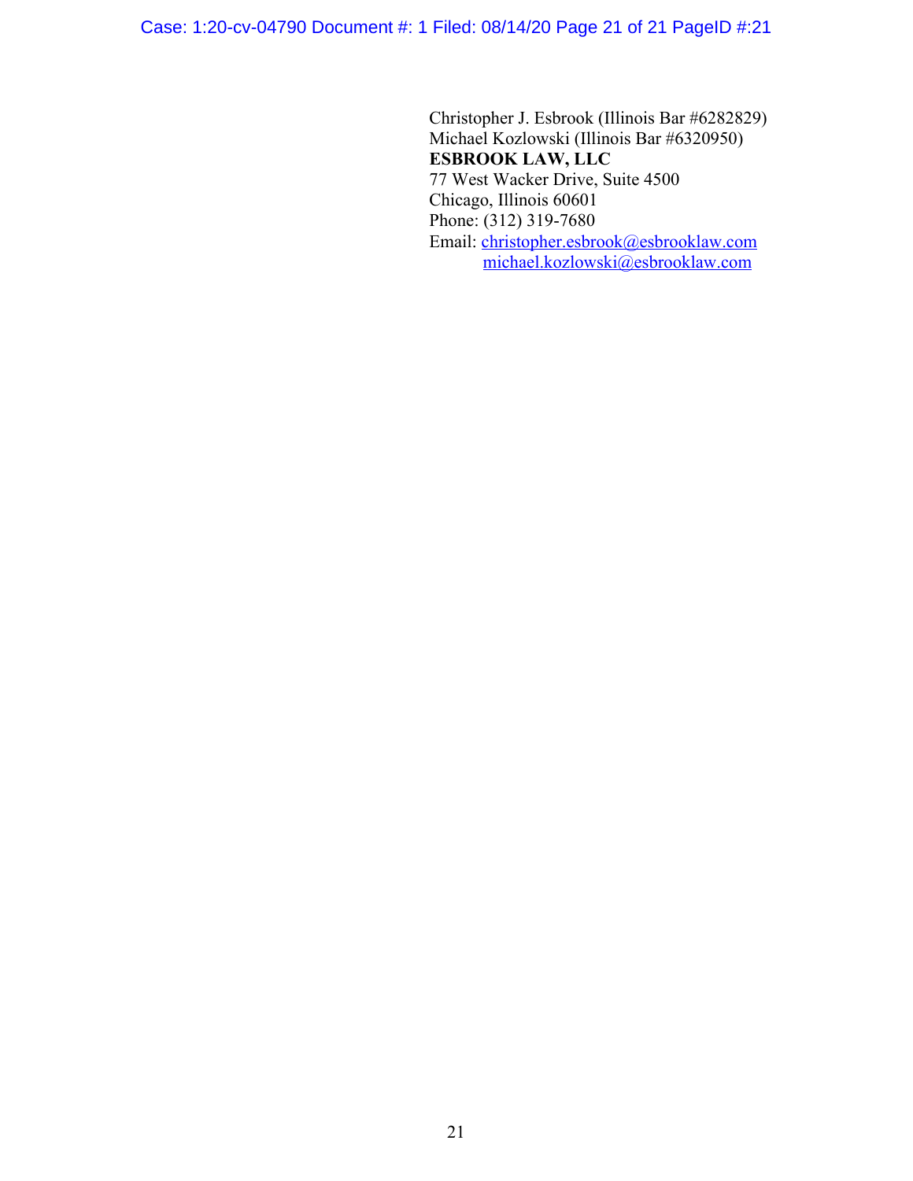Christopher J. Esbrook (Illinois Bar #6282829)
Michael Kozlowski (Illinois Bar #6320950)
**ESBROOK LAW, LLC**
77 West Wacker Drive, Suite 4500
Chicago, Illinois 60601
Phone: (312) 319-7680
Email: christopher.esbrook@esbrooklaw.com
michael.kozlowski@esbrooklaw.com